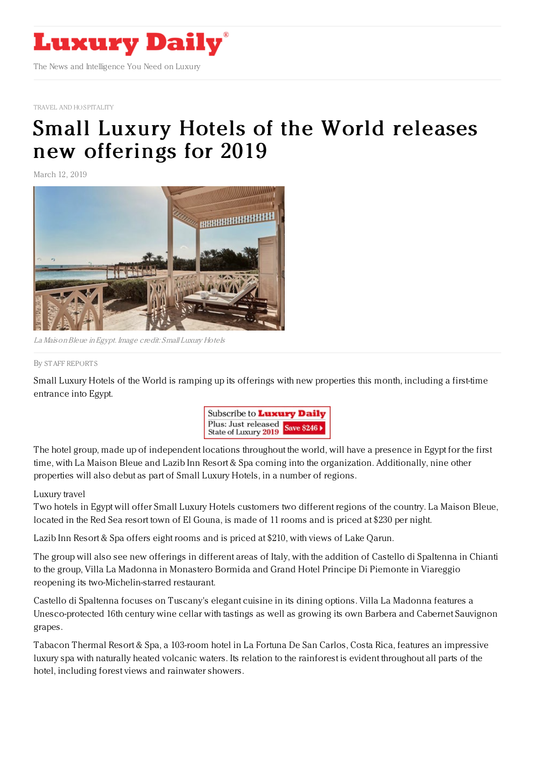TRAVEL AND HOSPITALITY

# Small Luxury Hotels of the World releases new offerings for 2019

March 12, 2019

*La Maison Bleue in Egypt. Image credit: Small Luxury Hotels*

By STAFF REPORTS

Small Luxury Hotels of the World is ramping up its offerings with new properties this month, including a first-time entrance into Egypt.

The hotel group, made up of independent locations throughout the world, will have a presence in Egypt for the first time, with La Maison Bleue and Lazib Inn Resort & Spa coming into the organization. Additionally, nine other properties will also debut as part of Small Luxury Hotels, in a number of regions.

Luxury travel

Two hotels in Egypt will offer Small Luxury Hotels customers two different regions of the country. La Maison Bleue, located in the Red Sea resort town of El Gouna, is made of 11 rooms and is priced at $230 per night.

Lazib Inn Resort & Spa offers eight rooms and is priced at $210, with views of Lake Qarun.

The group will also see new offerings in different areas of Italy, with the addition of Castello di Spaltenna in Chianti to the group, Villa La Madonna in Monastero Bormida and Grand Hotel Principe Di Piemonte in Viareggio reopening its two-Michelin-starred restaurant.

Castello di Spaltenna focuses on Tuscany's elegant cuisine in its dining options. Villa La Madonna features a Unesco-protected 16th century wine cellar with tastings as well as growing its own Barbera and Cabernet Sauvignon grapes.

Tabacon Thermal Resort & Spa, a 103-room hotel in La Fortuna De San Carlos, Costa Rica, features an impressive luxury spa with naturally heated volcanic waters. Its relation to the rainforest is evident throughout all parts of the hotel, including forest views and rainwater showers.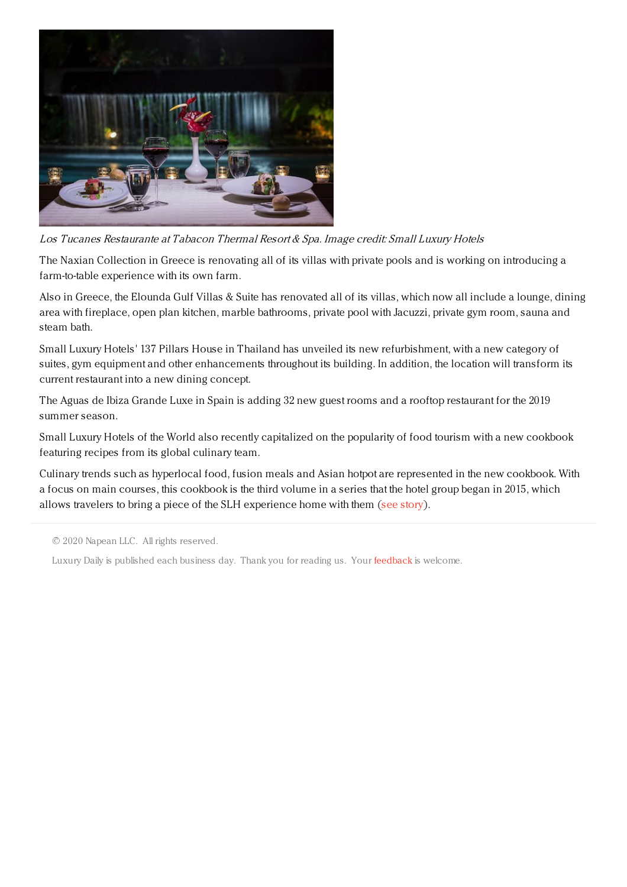*Los Tucanes Restaurante at Tabacon Thermal Resort & Spa. Image credit: Small Luxury Hotels*

The Naxian Collection in Greece is renovating all of its villas with private pools and is working on introducing a farm-to-table experience with its own farm.

Also in Greece, the Elounda Gulf Villas & Suite has renovated all of its villas, which now all include a lounge, dining area with fireplace, open plan kitchen, marble bathrooms, private pool with Jacuzzi, private gym room, sauna and steam bath.

Small Luxury Hotels' 137 Pillars House in Thailand has unveiled its new refurbishment, with a new category of suites, gym equipment and other enhancements throughout its building. In addition, the location will transform its current restaurant into a new dining concept.

The Aguas de Ibiza Grande Luxe in Spain is adding 32 new guest rooms and a rooftop restaurant for the 2019 summer season.

Small Luxury Hotels of the World also recently capitalized on the popularity of food tourism with a new cookbook featuring recipes from its global culinary team.

Culinary trends such as hyperlocal food, fusion meals and Asian hotpot are represented in the new cookbook. With a focus on main courses, this cookbook is the third volume in a series that the hotel group began in 2015, which allows travelers to bring a piece of the SLH experience home with them (see story).

© 2020 Napean LLC. All rights reserved.

Luxury Daily is published each business day. Thank you for reading us. Your feedback is welcome.